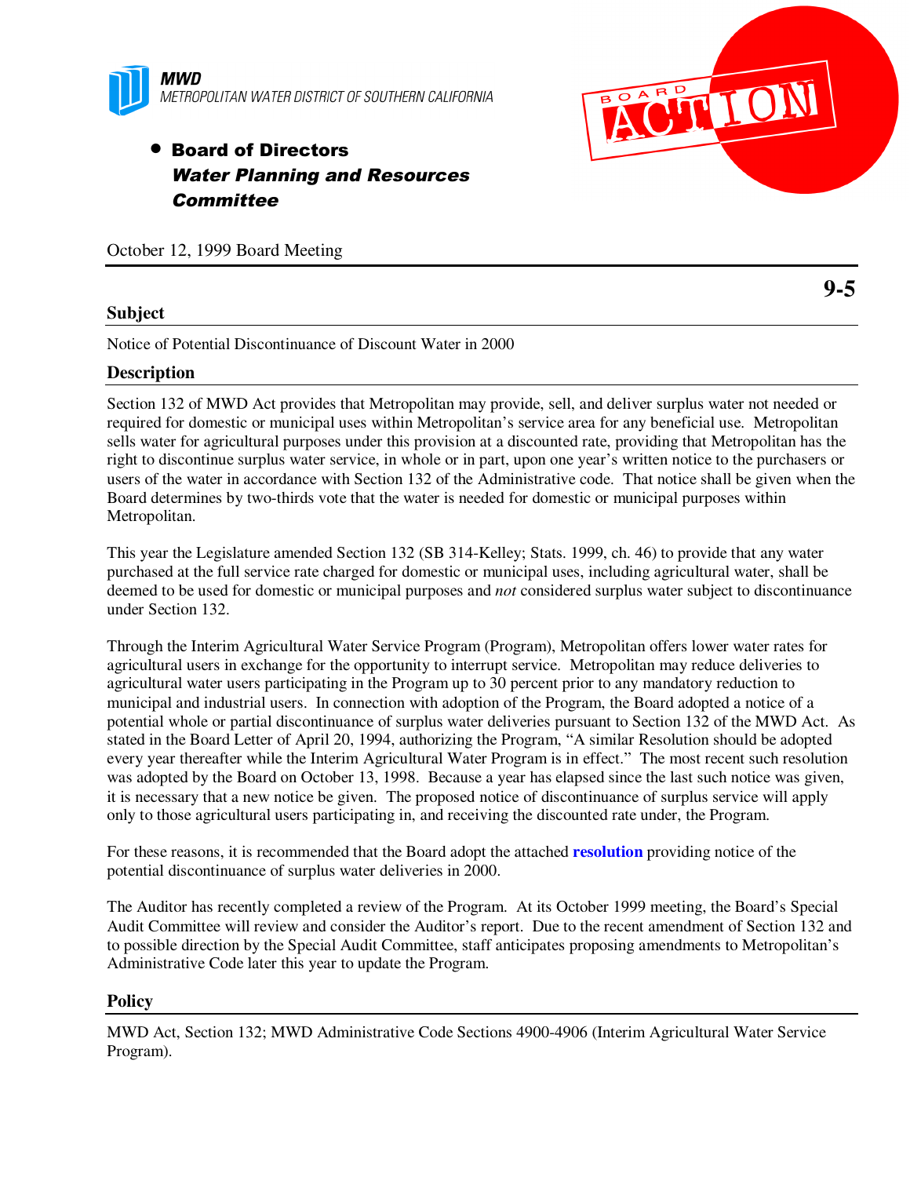**MWD**
METROPOLITAN WATER DISTRICT OF SOUTHERN CALIFORNIA

BOARD ACTION

- **Board of Directors**
  ***Water Planning and Resources Committee***

October 12, 1999 Board Meeting

**9-5**

## Subject

Notice of Potential Discontinuance of Discount Water in 2000

## Description

Section 132 of MWD Act provides that Metropolitan may provide, sell, and deliver surplus water not needed or required for domestic or municipal uses within Metropolitan's service area for any beneficial use. Metropolitan sells water for agricultural purposes under this provision at a discounted rate, providing that Metropolitan has the right to discontinue surplus water service, in whole or in part, upon one year's written notice to the purchasers or users of the water in accordance with Section 132 of the Administrative code. That notice shall be given when the Board determines by two-thirds vote that the water is needed for domestic or municipal purposes within Metropolitan.

This year the Legislature amended Section 132 (SB 314-Kelley; Stats. 1999, ch. 46) to provide that any water purchased at the full service rate charged for domestic or municipal uses, including agricultural water, shall be deemed to be used for domestic or municipal purposes and *not* considered surplus water subject to discontinuance under Section 132.

Through the Interim Agricultural Water Service Program (Program), Metropolitan offers lower water rates for agricultural users in exchange for the opportunity to interrupt service. Metropolitan may reduce deliveries to agricultural water users participating in the Program up to 30 percent prior to any mandatory reduction to municipal and industrial users. In connection with adoption of the Program, the Board adopted a notice of a potential whole or partial discontinuance of surplus water deliveries pursuant to Section 132 of the MWD Act. As stated in the Board Letter of April 20, 1994, authorizing the Program, "A similar Resolution should be adopted every year thereafter while the Interim Agricultural Water Program is in effect." The most recent such resolution was adopted by the Board on October 13, 1998. Because a year has elapsed since the last such notice was given, it is necessary that a new notice be given. The proposed notice of discontinuance of surplus service will apply only to those agricultural users participating in, and receiving the discounted rate under, the Program.

For these reasons, it is recommended that the Board adopt the attached **resolution** providing notice of the potential discontinuance of surplus water deliveries in 2000.

The Auditor has recently completed a review of the Program. At its October 1999 meeting, the Board's Special Audit Committee will review and consider the Auditor's report. Due to the recent amendment of Section 132 and to possible direction by the Special Audit Committee, staff anticipates proposing amendments to Metropolitan's Administrative Code later this year to update the Program.

## Policy

MWD Act, Section 132; MWD Administrative Code Sections 4900-4906 (Interim Agricultural Water Service Program).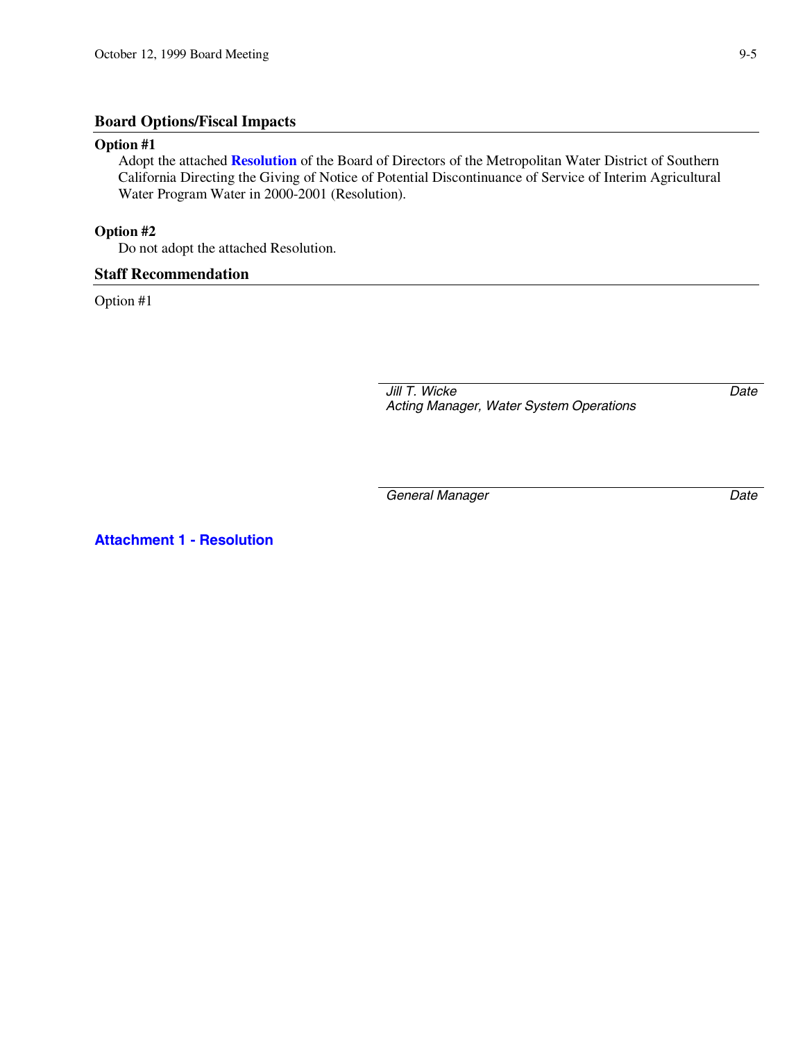## Board Options/Fiscal Impacts

**Option #1**

Adopt the attached **Resolution** of the Board of Directors of the Metropolitan Water District of Southern California Directing the Giving of Notice of Potential Discontinuance of Service of Interim Agricultural Water Program Water in 2000-2001 (Resolution).

**Option #2**

Do not adopt the attached Resolution.

## Staff Recommendation

Option #1

*Jill T. Wicke* — *Date*
*Acting Manager, Water System Operations*

*General Manager* — *Date*

**Attachment 1 - Resolution**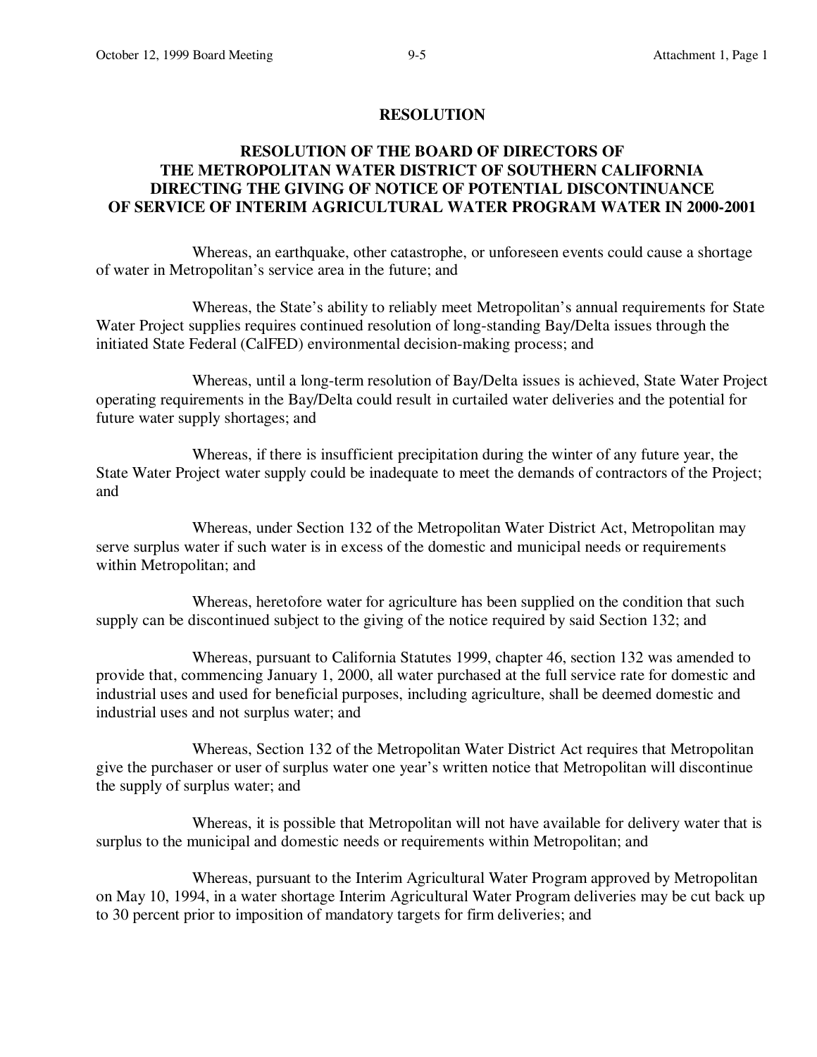**RESOLUTION**

**RESOLUTION OF THE BOARD OF DIRECTORS OF THE METROPOLITAN WATER DISTRICT OF SOUTHERN CALIFORNIA DIRECTING THE GIVING OF NOTICE OF POTENTIAL DISCONTINUANCE OF SERVICE OF INTERIM AGRICULTURAL WATER PROGRAM WATER IN 2000-2001**

Whereas, an earthquake, other catastrophe, or unforeseen events could cause a shortage of water in Metropolitan's service area in the future; and

Whereas, the State's ability to reliably meet Metropolitan's annual requirements for State Water Project supplies requires continued resolution of long-standing Bay/Delta issues through the initiated State Federal (CalFED) environmental decision-making process; and

Whereas, until a long-term resolution of Bay/Delta issues is achieved, State Water Project operating requirements in the Bay/Delta could result in curtailed water deliveries and the potential for future water supply shortages; and

Whereas, if there is insufficient precipitation during the winter of any future year, the State Water Project water supply could be inadequate to meet the demands of contractors of the Project; and

Whereas, under Section 132 of the Metropolitan Water District Act, Metropolitan may serve surplus water if such water is in excess of the domestic and municipal needs or requirements within Metropolitan; and

Whereas, heretofore water for agriculture has been supplied on the condition that such supply can be discontinued subject to the giving of the notice required by said Section 132; and

Whereas, pursuant to California Statutes 1999, chapter 46, section 132 was amended to provide that, commencing January 1, 2000, all water purchased at the full service rate for domestic and industrial uses and used for beneficial purposes, including agriculture, shall be deemed domestic and industrial uses and not surplus water; and

Whereas, Section 132 of the Metropolitan Water District Act requires that Metropolitan give the purchaser or user of surplus water one year's written notice that Metropolitan will discontinue the supply of surplus water; and

Whereas, it is possible that Metropolitan will not have available for delivery water that is surplus to the municipal and domestic needs or requirements within Metropolitan; and

Whereas, pursuant to the Interim Agricultural Water Program approved by Metropolitan on May 10, 1994, in a water shortage Interim Agricultural Water Program deliveries may be cut back up to 30 percent prior to imposition of mandatory targets for firm deliveries; and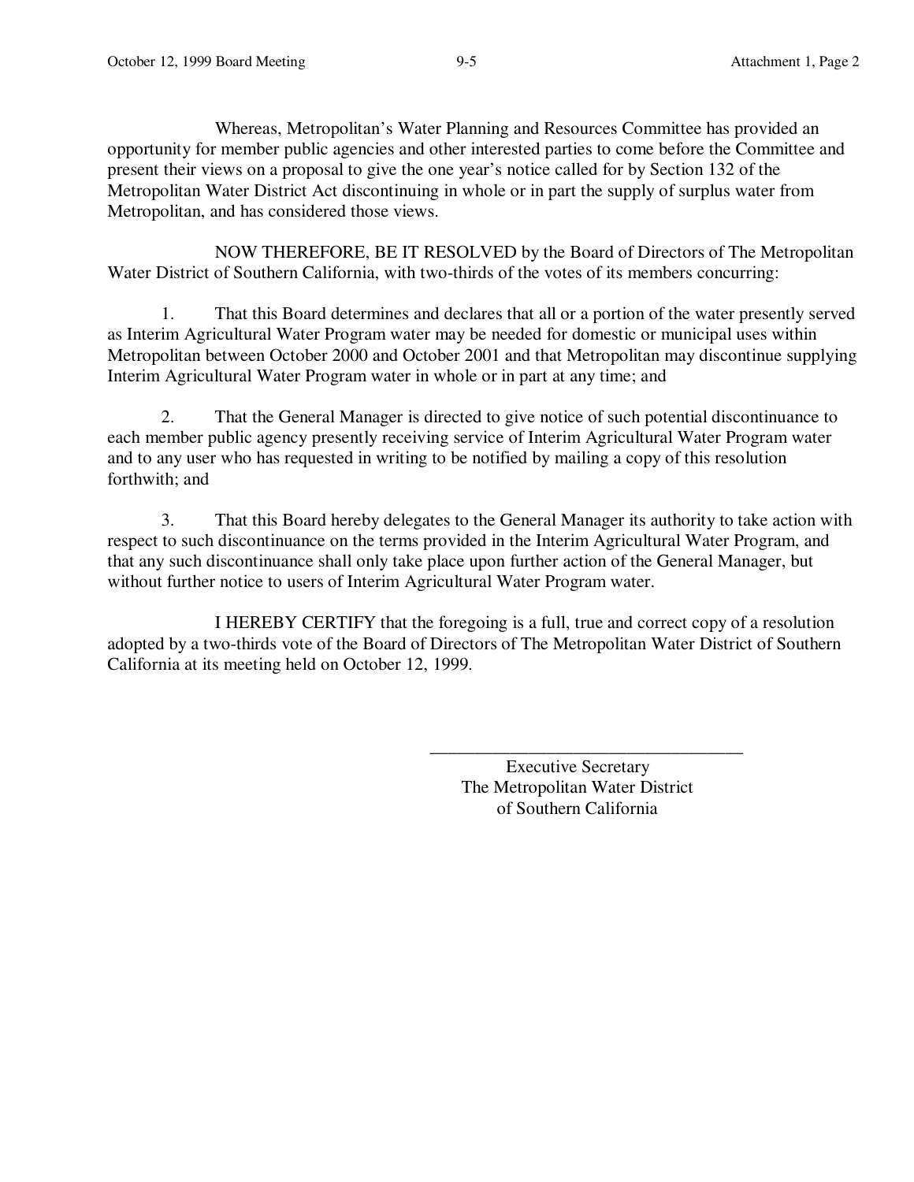Whereas, Metropolitan's Water Planning and Resources Committee has provided an opportunity for member public agencies and other interested parties to come before the Committee and present their views on a proposal to give the one year's notice called for by Section 132 of the Metropolitan Water District Act discontinuing in whole or in part the supply of surplus water from Metropolitan, and has considered those views.

NOW THEREFORE, BE IT RESOLVED by the Board of Directors of The Metropolitan Water District of Southern California, with two-thirds of the votes of its members concurring:

1. That this Board determines and declares that all or a portion of the water presently served as Interim Agricultural Water Program water may be needed for domestic or municipal uses within Metropolitan between October 2000 and October 2001 and that Metropolitan may discontinue supplying Interim Agricultural Water Program water in whole or in part at any time; and

2. That the General Manager is directed to give notice of such potential discontinuance to each member public agency presently receiving service of Interim Agricultural Water Program water and to any user who has requested in writing to be notified by mailing a copy of this resolution forthwith; and

3. That this Board hereby delegates to the General Manager its authority to take action with respect to such discontinuance on the terms provided in the Interim Agricultural Water Program, and that any such discontinuance shall only take place upon further action of the General Manager, but without further notice to users of Interim Agricultural Water Program water.

I HEREBY CERTIFY that the foregoing is a full, true and correct copy of a resolution adopted by a two-thirds vote of the Board of Directors of The Metropolitan Water District of Southern California at its meeting held on October 12, 1999.

\_\_\_\_\_\_\_\_\_\_\_\_\_\_\_\_\_\_\_\_\_\_\_\_\_\_\_\_\_\_\_\_\_\_\_

Executive Secretary
The Metropolitan Water District
of Southern California